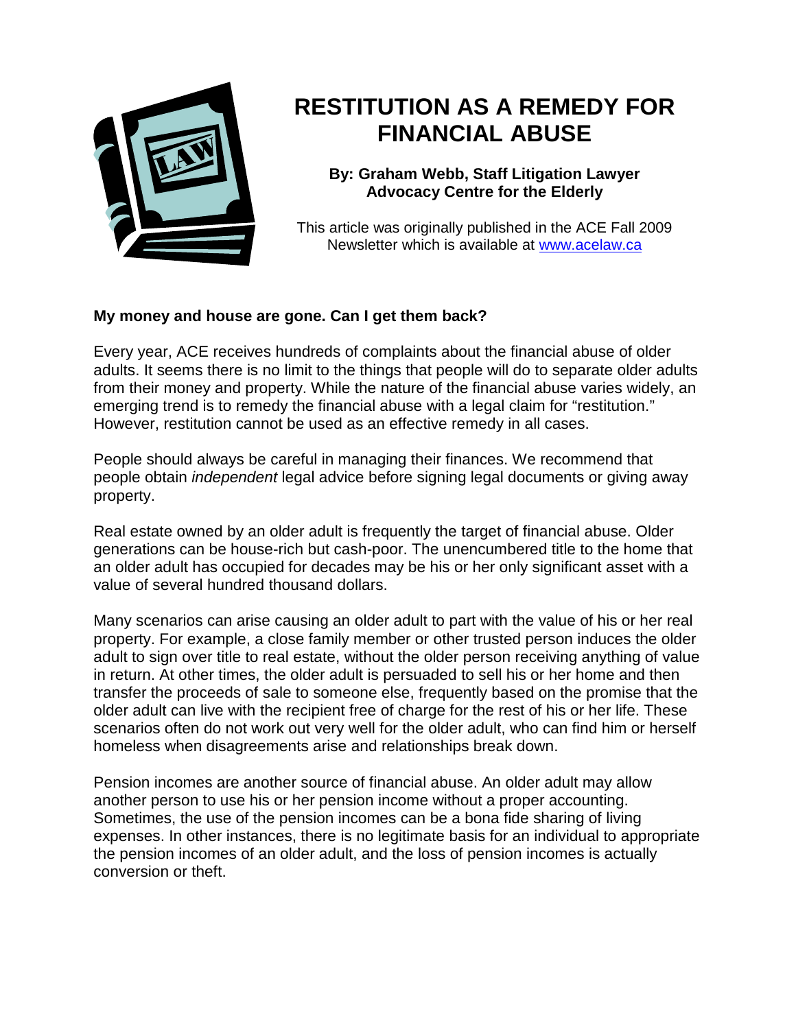# RESTITUTION AS A REMEDY FOR FINANCIAL ABUSE

**By: Graham Webb, Staff Litigation Lawyer**
**Advocacy Centre for the Elderly**

This article was originally published in the ACE Fall 2009 Newsletter which is available at www.acelaw.ca

**My money and house are gone. Can I get them back?**

Every year, ACE receives hundreds of complaints about the financial abuse of older adults. It seems there is no limit to the things that people will do to separate older adults from their money and property. While the nature of the financial abuse varies widely, an emerging trend is to remedy the financial abuse with a legal claim for "restitution." However, restitution cannot be used as an effective remedy in all cases.

People should always be careful in managing their finances. We recommend that people obtain *independent* legal advice before signing legal documents or giving away property.

Real estate owned by an older adult is frequently the target of financial abuse. Older generations can be house-rich but cash-poor. The unencumbered title to the home that an older adult has occupied for decades may be his or her only significant asset with a value of several hundred thousand dollars.

Many scenarios can arise causing an older adult to part with the value of his or her real property. For example, a close family member or other trusted person induces the older adult to sign over title to real estate, without the older person receiving anything of value in return. At other times, the older adult is persuaded to sell his or her home and then transfer the proceeds of sale to someone else, frequently based on the promise that the older adult can live with the recipient free of charge for the rest of his or her life. These scenarios often do not work out very well for the older adult, who can find him or herself homeless when disagreements arise and relationships break down.

Pension incomes are another source of financial abuse. An older adult may allow another person to use his or her pension income without a proper accounting. Sometimes, the use of the pension incomes can be a bona fide sharing of living expenses. In other instances, there is no legitimate basis for an individual to appropriate the pension incomes of an older adult, and the loss of pension incomes is actually conversion or theft.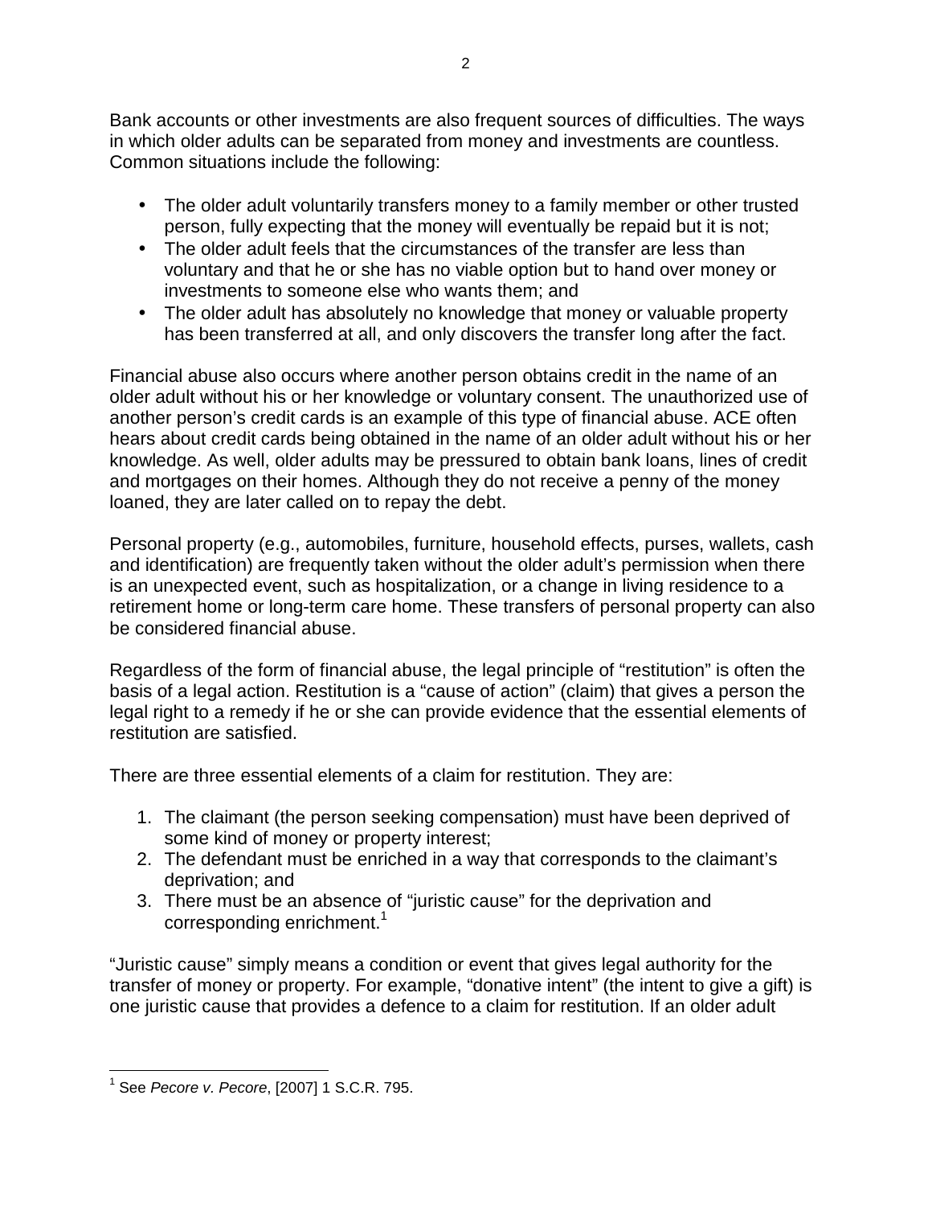Bank accounts or other investments are also frequent sources of difficulties. The ways in which older adults can be separated from money and investments are countless. Common situations include the following:

- The older adult voluntarily transfers money to a family member or other trusted person, fully expecting that the money will eventually be repaid but it is not;
- The older adult feels that the circumstances of the transfer are less than voluntary and that he or she has no viable option but to hand over money or investments to someone else who wants them; and
- The older adult has absolutely no knowledge that money or valuable property has been transferred at all, and only discovers the transfer long after the fact.

Financial abuse also occurs where another person obtains credit in the name of an older adult without his or her knowledge or voluntary consent. The unauthorized use of another person's credit cards is an example of this type of financial abuse. ACE often hears about credit cards being obtained in the name of an older adult without his or her knowledge. As well, older adults may be pressured to obtain bank loans, lines of credit and mortgages on their homes. Although they do not receive a penny of the money loaned, they are later called on to repay the debt.

Personal property (e.g., automobiles, furniture, household effects, purses, wallets, cash and identification) are frequently taken without the older adult's permission when there is an unexpected event, such as hospitalization, or a change in living residence to a retirement home or long-term care home. These transfers of personal property can also be considered financial abuse.

Regardless of the form of financial abuse, the legal principle of "restitution" is often the basis of a legal action. Restitution is a "cause of action" (claim) that gives a person the legal right to a remedy if he or she can provide evidence that the essential elements of restitution are satisfied.

There are three essential elements of a claim for restitution. They are:

1. The claimant (the person seeking compensation) must have been deprived of some kind of money or property interest;
2. The defendant must be enriched in a way that corresponds to the claimant's deprivation; and
3. There must be an absence of "juristic cause" for the deprivation and corresponding enrichment.[1]

"Juristic cause" simply means a condition or event that gives legal authority for the transfer of money or property. For example, "donative intent" (the intent to give a gift) is one juristic cause that provides a defence to a claim for restitution. If an older adult

---

[1] See *Pecore v. Pecore*, [2007] 1 S.C.R. 795.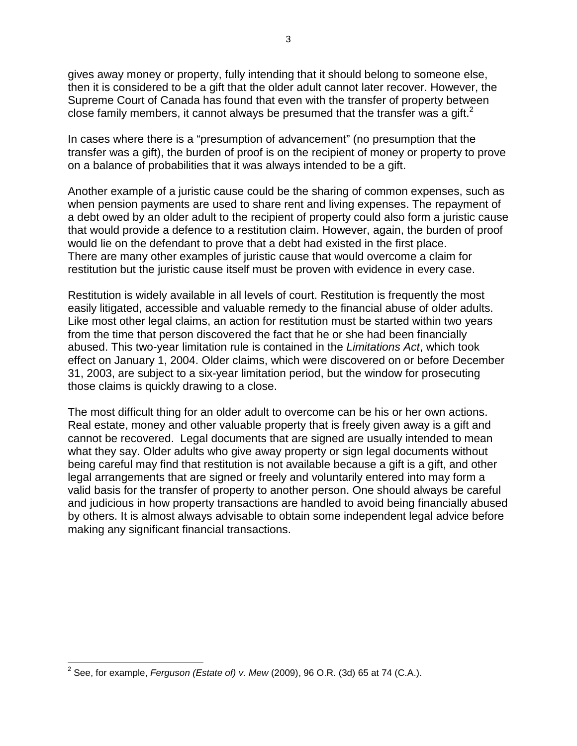gives away money or property, fully intending that it should belong to someone else, then it is considered to be a gift that the older adult cannot later recover. However, the Supreme Court of Canada has found that even with the transfer of property between close family members, it cannot always be presumed that the transfer was a gift.[2]

In cases where there is a "presumption of advancement" (no presumption that the transfer was a gift), the burden of proof is on the recipient of money or property to prove on a balance of probabilities that it was always intended to be a gift.

Another example of a juristic cause could be the sharing of common expenses, such as when pension payments are used to share rent and living expenses. The repayment of a debt owed by an older adult to the recipient of property could also form a juristic cause that would provide a defence to a restitution claim. However, again, the burden of proof would lie on the defendant to prove that a debt had existed in the first place. There are many other examples of juristic cause that would overcome a claim for restitution but the juristic cause itself must be proven with evidence in every case.

Restitution is widely available in all levels of court. Restitution is frequently the most easily litigated, accessible and valuable remedy to the financial abuse of older adults. Like most other legal claims, an action for restitution must be started within two years from the time that person discovered the fact that he or she had been financially abused. This two-year limitation rule is contained in the *Limitations Act*, which took effect on January 1, 2004. Older claims, which were discovered on or before December 31, 2003, are subject to a six-year limitation period, but the window for prosecuting those claims is quickly drawing to a close.

The most difficult thing for an older adult to overcome can be his or her own actions. Real estate, money and other valuable property that is freely given away is a gift and cannot be recovered. Legal documents that are signed are usually intended to mean what they say. Older adults who give away property or sign legal documents without being careful may find that restitution is not available because a gift is a gift, and other legal arrangements that are signed or freely and voluntarily entered into may form a valid basis for the transfer of property to another person. One should always be careful and judicious in how property transactions are handled to avoid being financially abused by others. It is almost always advisable to obtain some independent legal advice before making any significant financial transactions.

---

[2] See, for example, *Ferguson (Estate of) v. Mew* (2009), 96 O.R. (3d) 65 at 74 (C.A.).